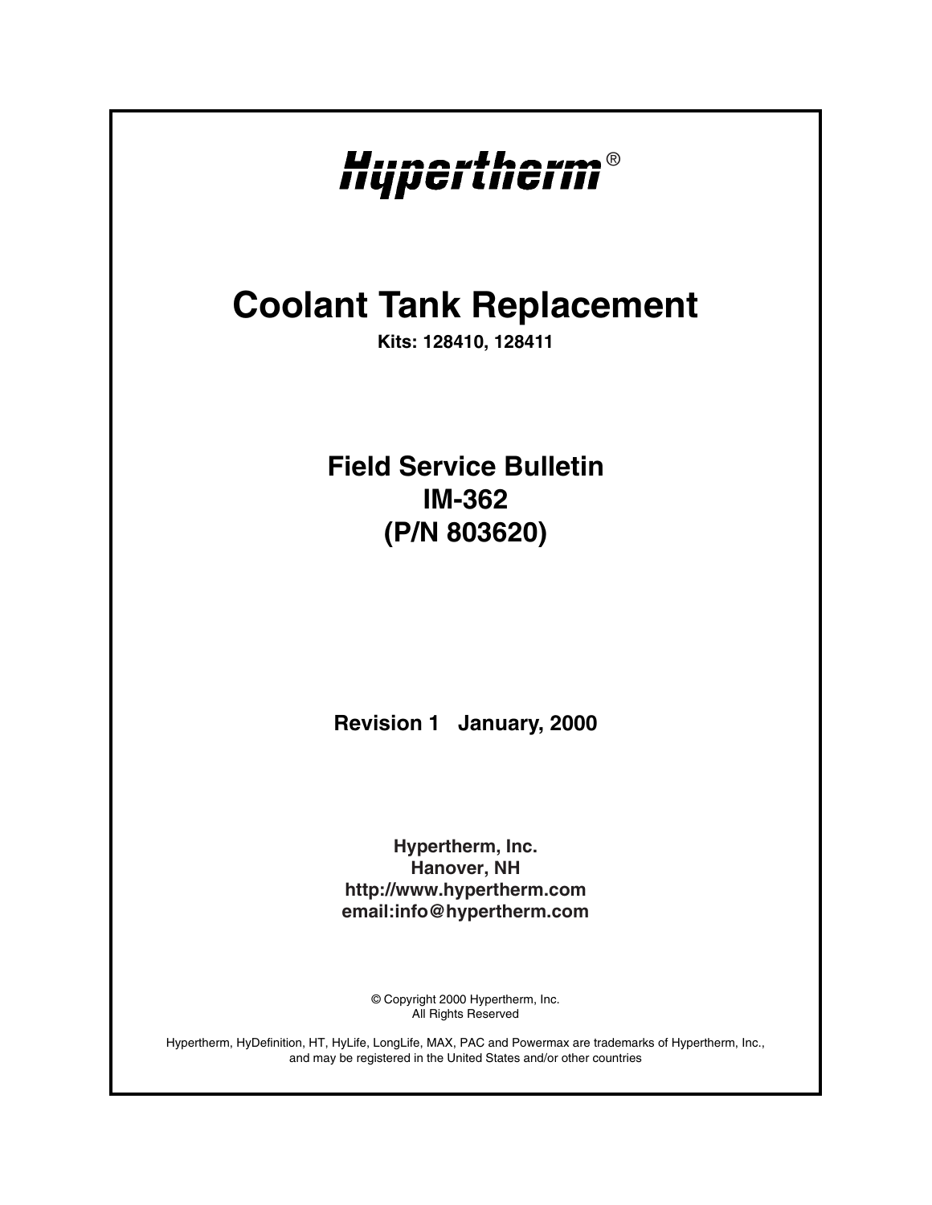# Hypertherm®

# Coolant Tank Replacement

**Kits: 128410, 128411**

## Field Service Bulletin
## IM-362
## (P/N 803620)

**Revision 1 January, 2000**

**Hypertherm, Inc.**
**Hanover, NH**
**http://www.hypertherm.com**
**email:info@hypertherm.com**

© Copyright 2000 Hypertherm, Inc.
All Rights Reserved

Hypertherm, HyDefinition, HT, HyLife, LongLife, MAX, PAC and Powermax are trademarks of Hypertherm, Inc., and may be registered in the United States and/or other countries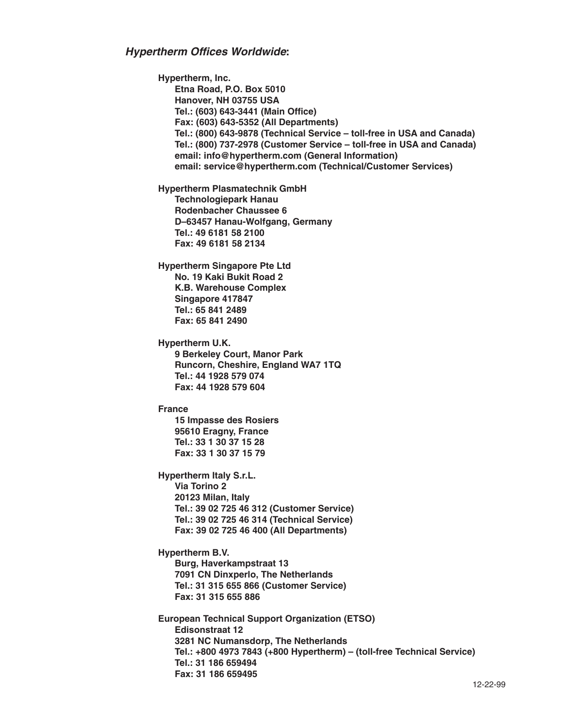## ***Hypertherm Offices Worldwide*:**

**Hypertherm, Inc.**
**Etna Road, P.O. Box 5010**
**Hanover, NH 03755 USA**
**Tel.: (603) 643-3441 (Main Office)**
**Fax: (603) 643-5352 (All Departments)**
**Tel.: (800) 643-9878 (Technical Service – toll-free in USA and Canada)**
**Tel.: (800) 737-2978 (Customer Service – toll-free in USA and Canada)**
**email: info@hypertherm.com (General Information)**
**email: service@hypertherm.com (Technical/Customer Services)**

**Hypertherm Plasmatechnik GmbH**
**Technologiepark Hanau**
**Rodenbacher Chaussee 6**
**D–63457 Hanau-Wolfgang, Germany**
**Tel.: 49 6181 58 2100**
**Fax: 49 6181 58 2134**

**Hypertherm Singapore Pte Ltd**
**No. 19 Kaki Bukit Road 2**
**K.B. Warehouse Complex**
**Singapore 417847**
**Tel.: 65 841 2489**
**Fax: 65 841 2490**

**Hypertherm U.K.**
**9 Berkeley Court, Manor Park**
**Runcorn, Cheshire, England WA7 1TQ**
**Tel.: 44 1928 579 074**
**Fax: 44 1928 579 604**

**France**
**15 Impasse des Rosiers**
**95610 Eragny, France**
**Tel.: 33 1 30 37 15 28**
**Fax: 33 1 30 37 15 79**

**Hypertherm Italy S.r.L.**
**Via Torino 2**
**20123 Milan, Italy**
**Tel.: 39 02 725 46 312 (Customer Service)**
**Tel.: 39 02 725 46 314 (Technical Service)**
**Fax: 39 02 725 46 400 (All Departments)**

**Hypertherm B.V.**
**Burg, Haverkampstraat 13**
**7091 CN Dinxperlo, The Netherlands**
**Tel.: 31 315 655 866 (Customer Service)**
**Fax: 31 315 655 886**

**European Technical Support Organization (ETSO)**
**Edisonstraat 12**
**3281 NC Numansdorp, The Netherlands**
**Tel.: +800 4973 7843 (+800 Hypertherm) – (toll-free Technical Service)**
**Tel.: 31 186 659494**
**Fax: 31 186 659495**

12-22-99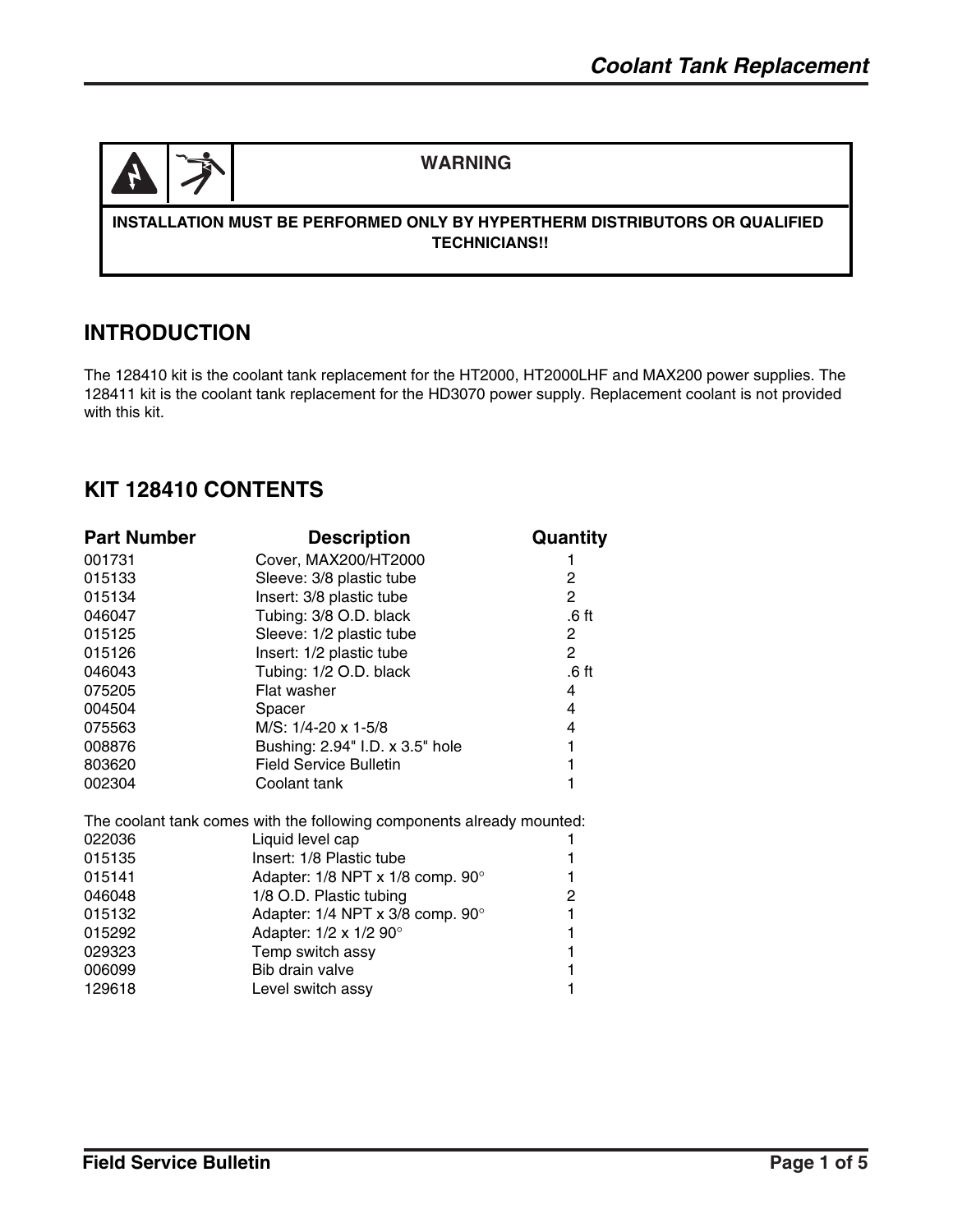**WARNING**

**INSTALLATION MUST BE PERFORMED ONLY BY HYPERTHERM DISTRIBUTORS OR QUALIFIED TECHNICIANS!!**

## INTRODUCTION

The 128410 kit is the coolant tank replacement for the HT2000, HT2000LHF and MAX200 power supplies. The 128411 kit is the coolant tank replacement for the HD3070 power supply. Replacement coolant is not provided with this kit.

## KIT 128410 CONTENTS

| Part Number | Description | Quantity |
|---|---|---|
| 001731 | Cover, MAX200/HT2000 | 1 |
| 015133 | Sleeve: 3/8 plastic tube | 2 |
| 015134 | Insert: 3/8 plastic tube | 2 |
| 046047 | Tubing: 3/8 O.D. black | .6 ft |
| 015125 | Sleeve: 1/2 plastic tube | 2 |
| 015126 | Insert: 1/2 plastic tube | 2 |
| 046043 | Tubing: 1/2 O.D. black | .6 ft |
| 075205 | Flat washer | 4 |
| 004504 | Spacer | 4 |
| 075563 | M/S: 1/4-20 x 1-5/8 | 4 |
| 008876 | Bushing: 2.94" I.D. x 3.5" hole | 1 |
| 803620 | Field Service Bulletin | 1 |
| 002304 | Coolant tank | 1 |

The coolant tank comes with the following components already mounted:

| Part Number | Description | Quantity |
|---|---|---|
| 022036 | Liquid level cap | 1 |
| 015135 | Insert: 1/8 Plastic tube | 1 |
| 015141 | Adapter: 1/8 NPT x 1/8 comp. 90° | 1 |
| 046048 | 1/8 O.D. Plastic tubing | 2 |
| 015132 | Adapter: 1/4 NPT x 3/8 comp. 90° | 1 |
| 015292 | Adapter: 1/2 x 1/2 90° | 1 |
| 029323 | Temp switch assy | 1 |
| 006099 | Bib drain valve | 1 |
| 129618 | Level switch assy | 1 |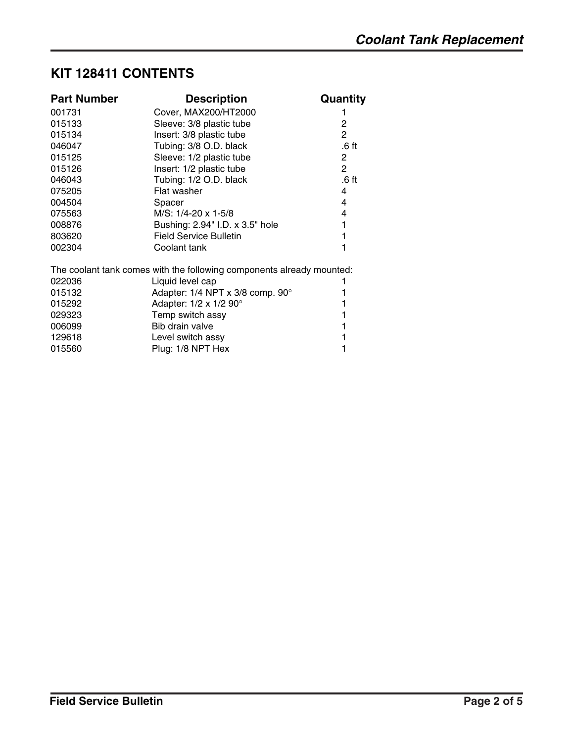## KIT 128411 CONTENTS

| Part Number | Description | Quantity |
|---|---|---|
| 001731 | Cover, MAX200/HT2000 | 1 |
| 015133 | Sleeve: 3/8 plastic tube | 2 |
| 015134 | Insert: 3/8 plastic tube | 2 |
| 046047 | Tubing: 3/8 O.D. black | .6 ft |
| 015125 | Sleeve: 1/2 plastic tube | 2 |
| 015126 | Insert: 1/2 plastic tube | 2 |
| 046043 | Tubing: 1/2 O.D. black | .6 ft |
| 075205 | Flat washer | 4 |
| 004504 | Spacer | 4 |
| 075563 | M/S: 1/4-20 x 1-5/8 | 4 |
| 008876 | Bushing: 2.94" I.D. x 3.5" hole | 1 |
| 803620 | Field Service Bulletin | 1 |
| 002304 | Coolant tank | 1 |

The coolant tank comes with the following components already mounted:

| Part Number | Description | Quantity |
|---|---|---|
| 022036 | Liquid level cap | 1 |
| 015132 | Adapter: 1/4 NPT x 3/8 comp. 90° | 1 |
| 015292 | Adapter: 1/2 x 1/2 90° | 1 |
| 029323 | Temp switch assy | 1 |
| 006099 | Bib drain valve | 1 |
| 129618 | Level switch assy | 1 |
| 015560 | Plug: 1/8 NPT Hex | 1 |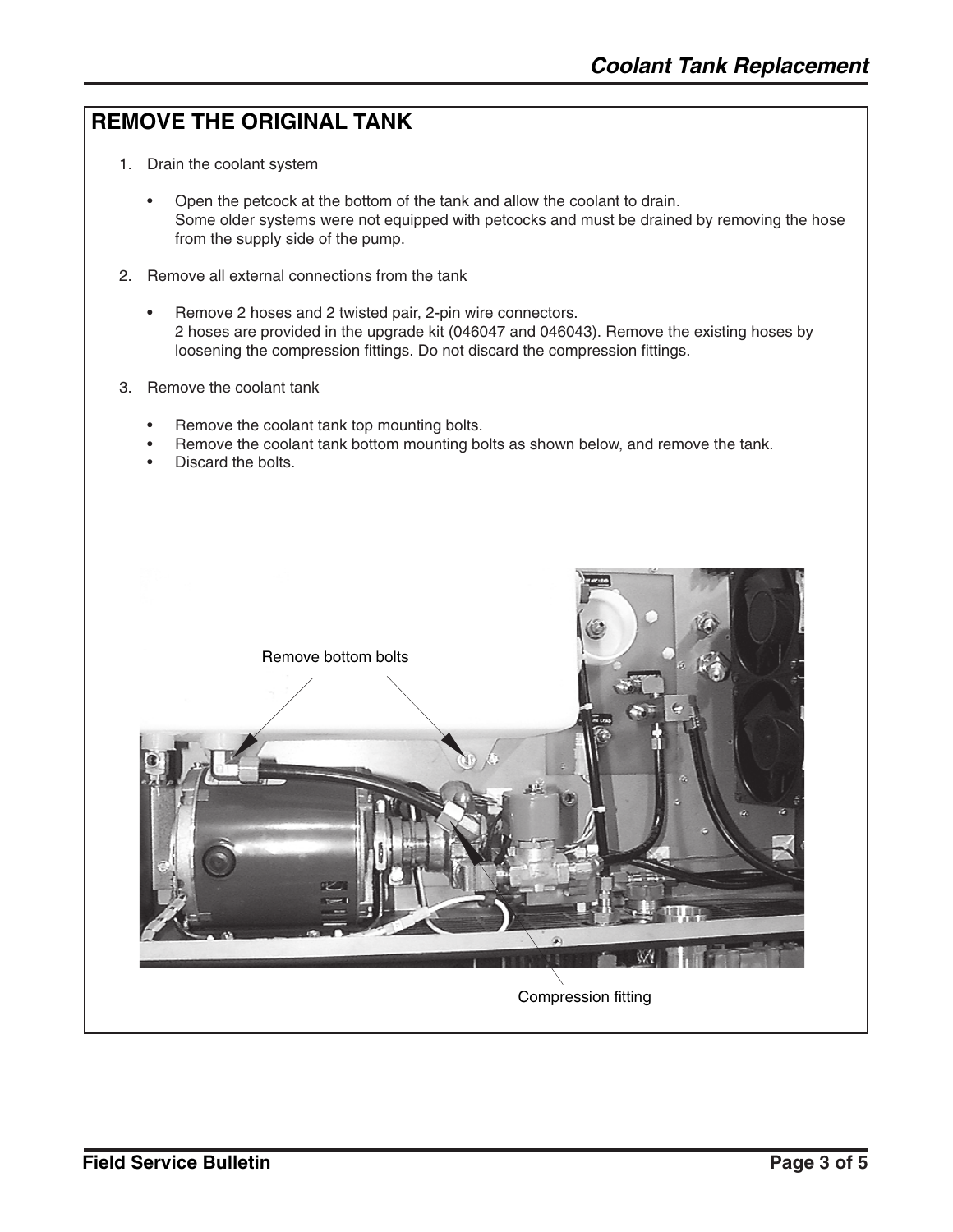## REMOVE THE ORIGINAL TANK

1. Drain the coolant system

   - Open the petcock at the bottom of the tank and allow the coolant to drain.
     Some older systems were not equipped with petcocks and must be drained by removing the hose from the supply side of the pump.

2. Remove all external connections from the tank

   - Remove 2 hoses and 2 twisted pair, 2-pin wire connectors.
     2 hoses are provided in the upgrade kit (046047 and 046043). Remove the existing hoses by loosening the compression fittings. Do not discard the compression fittings.

3. Remove the coolant tank

   - Remove the coolant tank top mounting bolts.
   - Remove the coolant tank bottom mounting bolts as shown below, and remove the tank.
   - Discard the bolts.

Remove bottom bolts

Compression fitting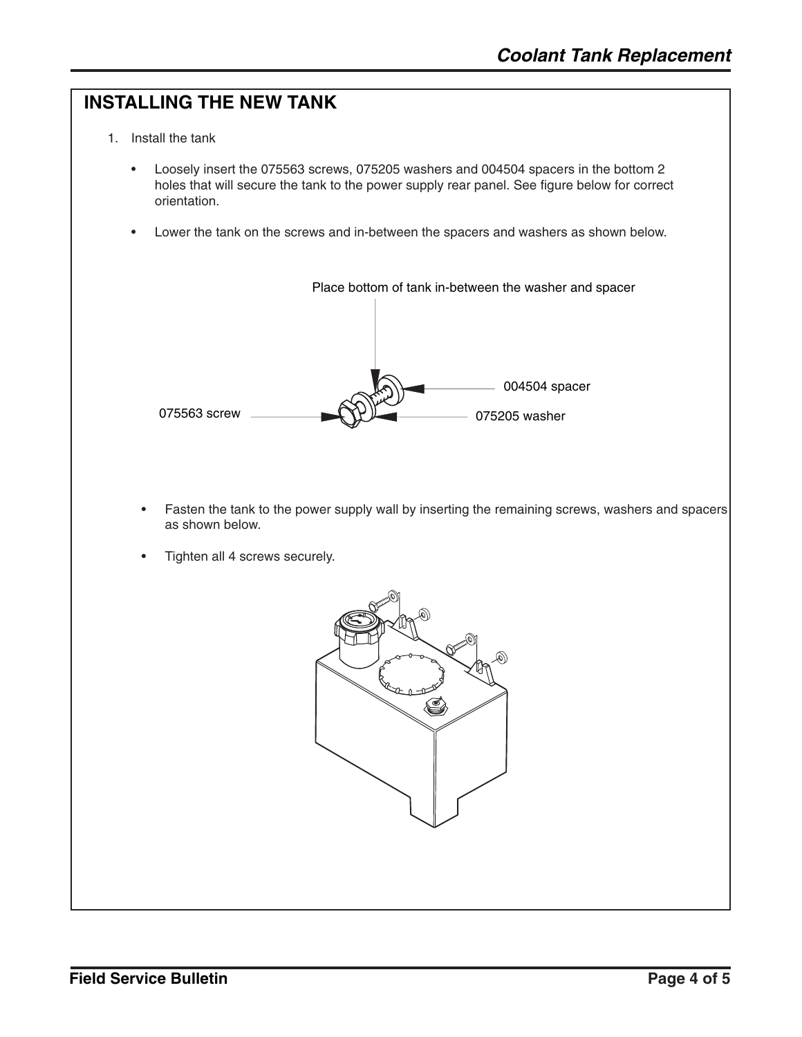## INSTALLING THE NEW TANK

1. Install the tank

    - Loosely insert the 075563 screws, 075205 washers and 004504 spacers in the bottom 2 holes that will secure the tank to the power supply rear panel. See figure below for correct orientation.

    - Lower the tank on the screws and in-between the spacers and washers as shown below.

Place bottom of tank in-between the washer and spacer

004504 spacer

075563 screw

075205 washer

    - Fasten the tank to the power supply wall by inserting the remaining screws, washers and spacers as shown below.

    - Tighten all 4 screws securely.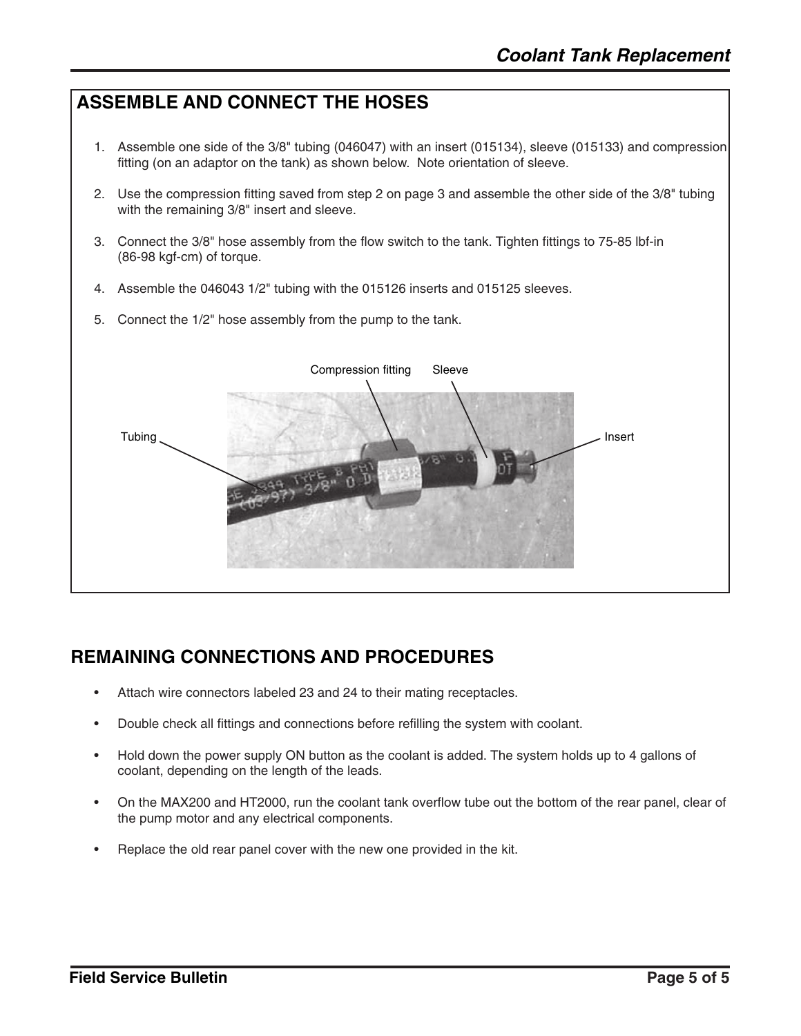## ASSEMBLE AND CONNECT THE HOSES

1. Assemble one side of the 3/8" tubing (046047) with an insert (015134), sleeve (015133) and compression fitting (on an adaptor on the tank) as shown below. Note orientation of sleeve.
2. Use the compression fitting saved from step 2 on page 3 and assemble the other side of the 3/8" tubing with the remaining 3/8" insert and sleeve.
3. Connect the 3/8" hose assembly from the flow switch to the tank. Tighten fittings to 75-85 lbf-in (86-98 kgf-cm) of torque.
4. Assemble the 046043 1/2" tubing with the 015126 inserts and 015125 sleeves.
5. Connect the 1/2" hose assembly from the pump to the tank.

Compression fitting

Sleeve

Tubing

Insert

## REMAINING CONNECTIONS AND PROCEDURES

- Attach wire connectors labeled 23 and 24 to their mating receptacles.
- Double check all fittings and connections before refilling the system with coolant.
- Hold down the power supply ON button as the coolant is added. The system holds up to 4 gallons of coolant, depending on the length of the leads.
- On the MAX200 and HT2000, run the coolant tank overflow tube out the bottom of the rear panel, clear of the pump motor and any electrical components.
- Replace the old rear panel cover with the new one provided in the kit.